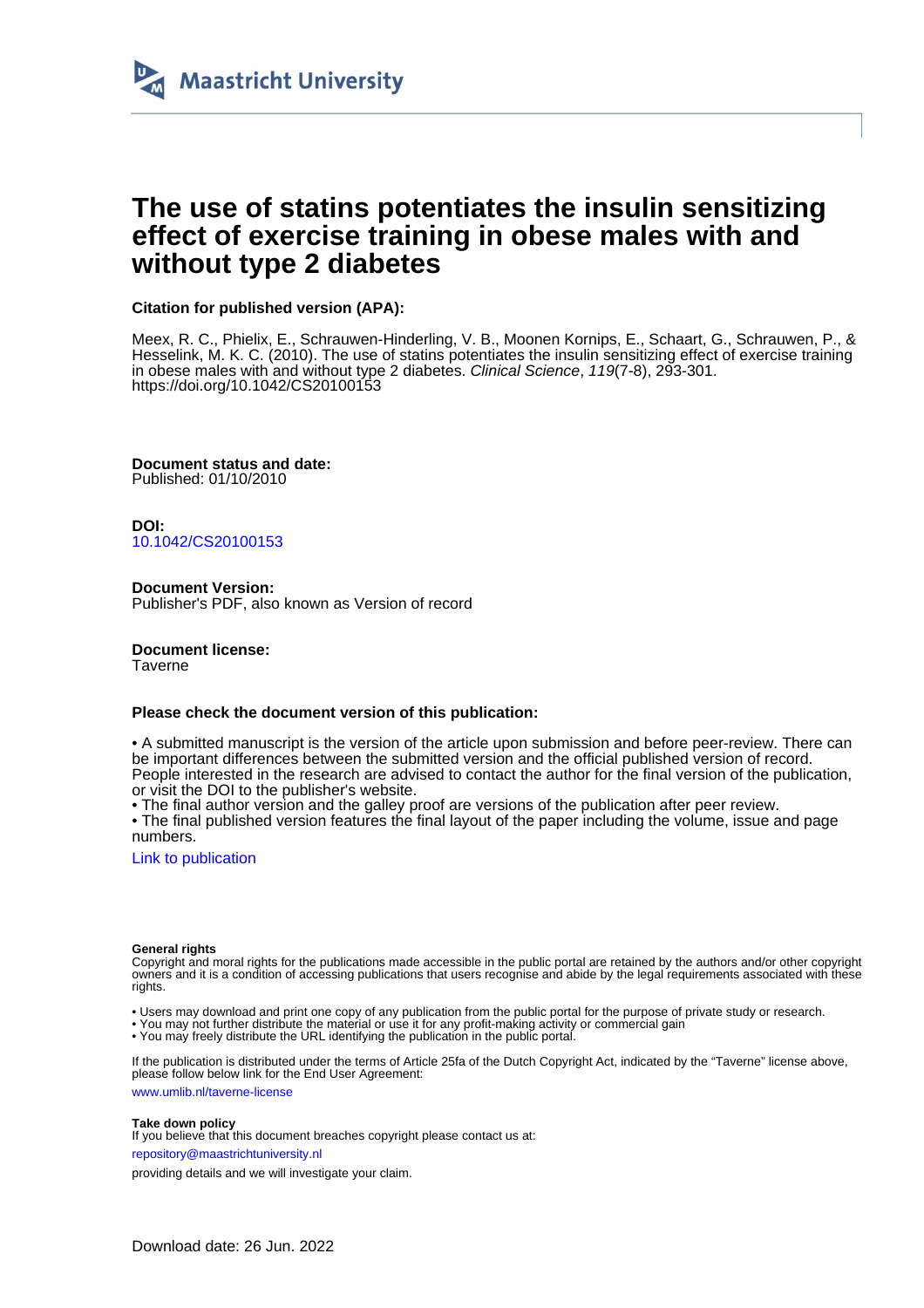Maastricht University

# The use of statins potentiates the insulin sensitizing effect of exercise training in obese males with and without type 2 diabetes

**Citation for published version (APA):**

Meex, R. C., Phielix, E., Schrauwen-Hinderling, V. B., Moonen Kornips, E., Schaart, G., Schrauwen, P., & Hesselink, M. K. C. (2010). The use of statins potentiates the insulin sensitizing effect of exercise training in obese males with and without type 2 diabetes. *Clinical Science*, *119*(7-8), 293-301. https://doi.org/10.1042/CS20100153

**Document status and date:**
Published: 01/10/2010

**DOI:**
10.1042/CS20100153

**Document Version:**
Publisher's PDF, also known as Version of record

**Document license:**
Taverne

**Please check the document version of this publication:**

• A submitted manuscript is the version of the article upon submission and before peer-review. There can be important differences between the submitted version and the official published version of record. People interested in the research are advised to contact the author for the final version of the publication, or visit the DOI to the publisher's website.
• The final author version and the galley proof are versions of the publication after peer review.
• The final published version features the final layout of the paper including the volume, issue and page numbers.

Link to publication

**General rights**
Copyright and moral rights for the publications made accessible in the public portal are retained by the authors and/or other copyright owners and it is a condition of accessing publications that users recognise and abide by the legal requirements associated with these rights.

• Users may download and print one copy of any publication from the public portal for the purpose of private study or research.
• You may not further distribute the material or use it for any profit-making activity or commercial gain
• You may freely distribute the URL identifying the publication in the public portal.

If the publication is distributed under the terms of Article 25fa of the Dutch Copyright Act, indicated by the "Taverne" license above, please follow below link for the End User Agreement:

www.umlib.nl/taverne-license

**Take down policy**
If you believe that this document breaches copyright please contact us at:

repository@maastrichtuniversity.nl

providing details and we will investigate your claim.

Download date: 26 Jun. 2022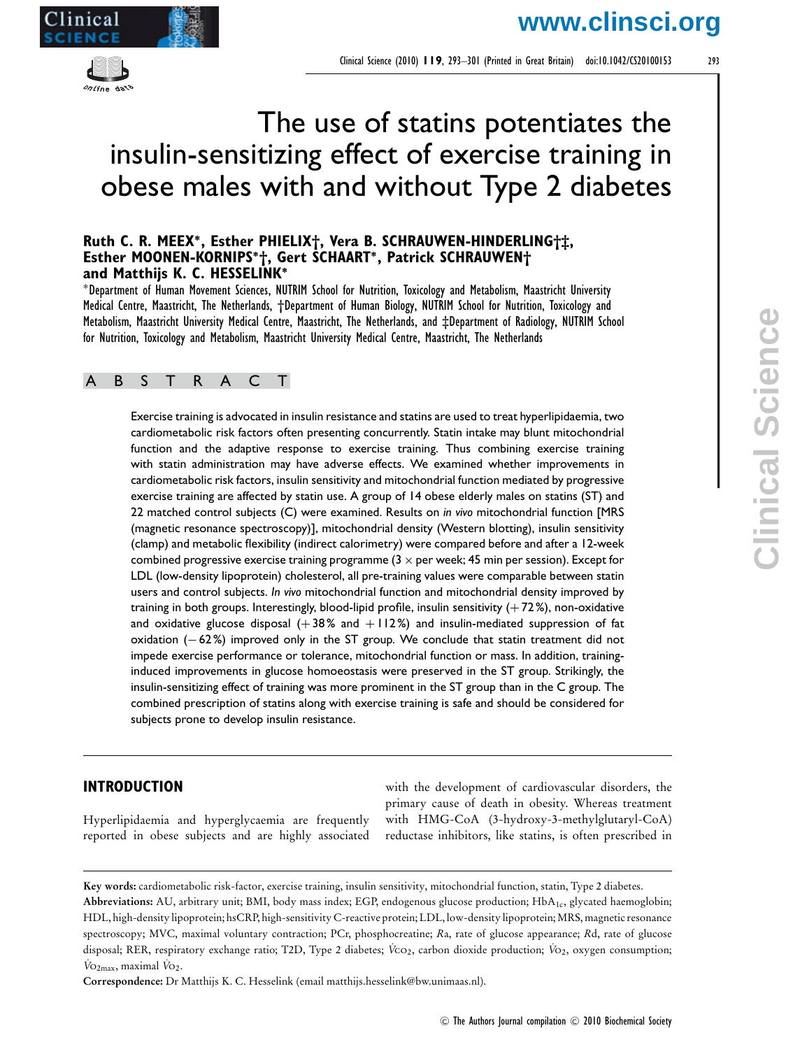# The use of statins potentiates the insulin-sensitizing effect of exercise training in obese males with and without Type 2 diabetes

**Ruth C. R. MEEX*, Esther PHIELIX†, Vera B. SCHRAUWEN-HINDERLING†‡, Esther MOONEN-KORNIPS*†, Gert SCHAART*, Patrick SCHRAUWEN† and Matthijs K. C. HESSELINK***

*Department of Human Movement Sciences, NUTRIM School for Nutrition, Toxicology and Metabolism, Maastricht University Medical Centre, Maastricht, The Netherlands, †Department of Human Biology, NUTRIM School for Nutrition, Toxicology and Metabolism, Maastricht University Medical Centre, Maastricht, The Netherlands, and ‡Department of Radiology, NUTRIM School for Nutrition, Toxicology and Metabolism, Maastricht University Medical Centre, Maastricht, The Netherlands

## ABSTRACT

Exercise training is advocated in insulin resistance and statins are used to treat hyperlipidaemia, two cardiometabolic risk factors often presenting concurrently. Statin intake may blunt mitochondrial function and the adaptive response to exercise training. Thus combining exercise training with statin administration may have adverse effects. We examined whether improvements in cardiometabolic risk factors, insulin sensitivity and mitochondrial function mediated by progressive exercise training are affected by statin use. A group of 14 obese elderly males on statins (ST) and 22 matched control subjects (C) were examined. Results on *in vivo* mitochondrial function [MRS (magnetic resonance spectroscopy)], mitochondrial density (Western blotting), insulin sensitivity (clamp) and metabolic flexibility (indirect calorimetry) were compared before and after a 12-week combined progressive exercise training programme (3 × per week; 45 min per session). Except for LDL (low-density lipoprotein) cholesterol, all pre-training values were comparable between statin users and control subjects. *In vivo* mitochondrial function and mitochondrial density improved by training in both groups. Interestingly, blood-lipid profile, insulin sensitivity (+72%), non-oxidative and oxidative glucose disposal (+38% and +112%) and insulin-mediated suppression of fat oxidation (−62%) improved only in the ST group. We conclude that statin treatment did not impede exercise performance or tolerance, mitochondrial function or mass. In addition, training-induced improvements in glucose homoeostasis were preserved in the ST group. Strikingly, the insulin-sensitizing effect of training was more prominent in the ST group than in the C group. The combined prescription of statins along with exercise training is safe and should be considered for subjects prone to develop insulin resistance.

## INTRODUCTION

Hyperlipidaemia and hyperglycaemia are frequently reported in obese subjects and are highly associated with the development of cardiovascular disorders, the primary cause of death in obesity. Whereas treatment with HMG-CoA (3-hydroxy-3-methylglutaryl-CoA) reductase inhibitors, like statins, is often prescribed in

**Key words:** cardiometabolic risk-factor, exercise training, insulin sensitivity, mitochondrial function, statin, Type 2 diabetes.

**Abbreviations:** AU, arbitrary unit; BMI, body mass index; EGP, endogenous glucose production; $HbA_{1c}$, glycated haemoglobin; HDL, high-density lipoprotein; hsCRP, high-sensitivity C-reactive protein; LDL, low-density lipoprotein; MRS, magnetic resonance spectroscopy; MVC, maximal voluntary contraction; PCr, phosphocreatine; $R$a, rate of glucose appearance; $R$d, rate of glucose disposal; RER, respiratory exchange ratio; T2D, Type 2 diabetes; $\dot{V}CO_2$, carbon dioxide production; $\dot{V}O_2$, oxygen consumption; $\dot{V}O_{2max}$, maximal $\dot{V}O_2$.

**Correspondence:** Dr Matthijs K. C. Hesselink (email matthijs.hesselink@bw.unimaas.nl).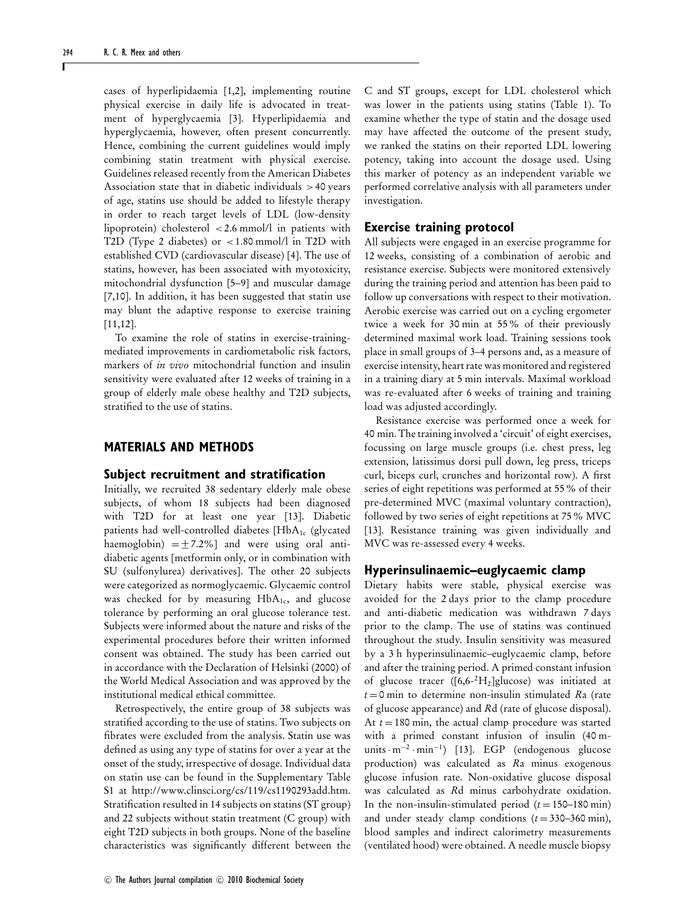cases of hyperlipidaemia [1,2], implementing routine physical exercise in daily life is advocated in treatment of hyperglycaemia [3]. Hyperlipidaemia and hyperglycaemia, however, often present concurrently. Hence, combining the current guidelines would imply combining statin treatment with physical exercise. Guidelines released recently from the American Diabetes Association state that in diabetic individuals > 40 years of age, statins use should be added to lifestyle therapy in order to reach target levels of LDL (low-density lipoprotein) cholesterol < 2.6 mmol/l in patients with T2D (Type 2 diabetes) or < 1.80 mmol/l in T2D with established CVD (cardiovascular disease) [4]. The use of statins, however, has been associated with myotoxicity, mitochondrial dysfunction [5–9] and muscular damage [7,10]. In addition, it has been suggested that statin use may blunt the adaptive response to exercise training [11,12].

To examine the role of statins in exercise-training-mediated improvements in cardiometabolic risk factors, markers of *in vivo* mitochondrial function and insulin sensitivity were evaluated after 12 weeks of training in a group of elderly male obese healthy and T2D subjects, stratified to the use of statins.

## MATERIALS AND METHODS

### Subject recruitment and stratification

Initially, we recruited 38 sedentary elderly male obese subjects, of whom 18 subjects had been diagnosed with T2D for at least one year [13]. Diabetic patients had well-controlled diabetes [$HbA_{1c}$ (glycated haemoglobin) = ±7.2%] and were using oral anti-diabetic agents [metformin only, or in combination with SU (sulfonylurea) derivatives]. The other 20 subjects were categorized as normoglycaemic. Glycaemic control was checked for by measuring $HbA_{1c}$, and glucose tolerance by performing an oral glucose tolerance test. Subjects were informed about the nature and risks of the experimental procedures before their written informed consent was obtained. The study has been carried out in accordance with the Declaration of Helsinki (2000) of the World Medical Association and was approved by the institutional medical ethical committee.

Retrospectively, the entire group of 38 subjects was stratified according to the use of statins. Two subjects on fibrates were excluded from the analysis. Statin use was defined as using any type of statins for over a year at the onset of the study, irrespective of dosage. Individual data on statin use can be found in the Supplementary Table S1 at http://www.clinsci.org/cs/119/cs1190293add.htm. Stratification resulted in 14 subjects on statins (ST group) and 22 subjects without statin treatment (C group) with eight T2D subjects in both groups. None of the baseline characteristics was significantly different between the C and ST groups, except for LDL cholesterol which was lower in the patients using statins (Table 1). To examine whether the type of statin and the dosage used may have affected the outcome of the present study, we ranked the statins on their reported LDL lowering potency, taking into account the dosage used. Using this marker of potency as an independent variable we performed correlative analysis with all parameters under investigation.

### Exercise training protocol

All subjects were engaged in an exercise programme for 12 weeks, consisting of a combination of aerobic and resistance exercise. Subjects were monitored extensively during the training period and attention has been paid to follow up conversations with respect to their motivation. Aerobic exercise was carried out on a cycling ergometer twice a week for 30 min at 55% of their previously determined maximal work load. Training sessions took place in small groups of 3–4 persons and, as a measure of exercise intensity, heart rate was monitored and registered in a training diary at 5 min intervals. Maximal workload was re-evaluated after 6 weeks of training and training load was adjusted accordingly.

Resistance exercise was performed once a week for 40 min. The training involved a 'circuit' of eight exercises, focussing on large muscle groups (i.e. chest press, leg extension, latissimus dorsi pull down, leg press, triceps curl, biceps curl, crunches and horizontal row). A first series of eight repetitions was performed at 55% of their pre-determined MVC (maximal voluntary contraction), followed by two series of eight repetitions at 75% MVC [13]. Resistance training was given individually and MVC was re-assessed every 4 weeks.

### Hyperinsulinaemic–euglycaemic clamp

Dietary habits were stable, physical exercise was avoided for the 2 days prior to the clamp procedure and anti-diabetic medication was withdrawn 7 days prior to the clamp. The use of statins was continued throughout the study. Insulin sensitivity was measured by a 3 h hyperinsulinaemic–euglycaemic clamp, before and after the training period. A primed constant infusion of glucose tracer ([6,6-$^2H_2$]glucose) was initiated at $t = 0$ min to determine non-insulin stimulated $Ra$ (rate of glucose appearance) and $Rd$ (rate of glucose disposal). At $t = 180$ min, the actual clamp procedure was started with a primed constant infusion of insulin (40 m-units $\cdot$ $m^{-2}$ $\cdot$ $min^{-1}$) [13]. EGP (endogenous glucose production) was calculated as $Ra$ minus exogenous glucose infusion rate. Non-oxidative glucose disposal was calculated as $Rd$ minus carbohydrate oxidation. In the non-insulin-stimulated period ($t = 150$–$180$ min) and under steady clamp conditions ($t = 330$–$360$ min), blood samples and indirect calorimetry measurements (ventilated hood) were obtained. A needle muscle biopsy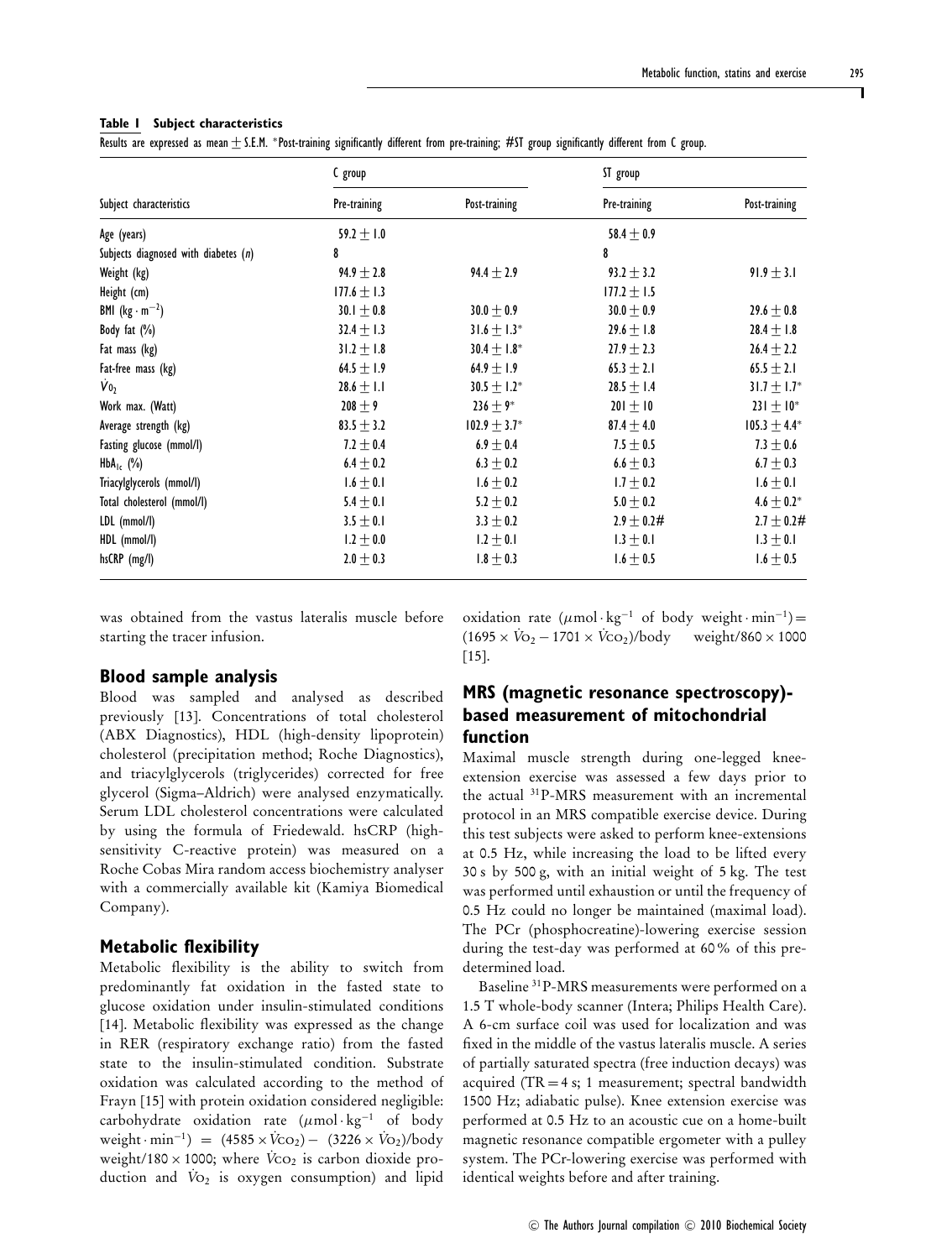**Table 1 Subject characteristics**

Results are expressed as mean ± S.E.M. *Post-training significantly different from pre-training; #ST group significantly different from C group.

| Subject characteristics | C group | | ST group | |
|---|---|---|---|---|
| | Pre-training | Post-training | Pre-training | Post-training |
| Age (years) | 59.2 ± 1.0 | | 58.4 ± 0.9 | |
| Subjects diagnosed with diabetes ($n$) | 8 | | 8 | |
| Weight (kg) | 94.9 ± 2.8 | 94.4 ± 2.9 | 93.2 ± 3.2 | 91.9 ± 3.1 |
| Height (cm) | 177.6 ± 1.3 | | 177.2 ± 1.5 | |
| BMI ($kg \cdot m^{-2}$) | 30.1 ± 0.8 | 30.0 ± 0.9 | 30.0 ± 0.9 | 29.6 ± 0.8 |
| Body fat (%) | 32.4 ± 1.3 | 31.6 ± 1.3* | 29.6 ± 1.8 | 28.4 ± 1.8 |
| Fat mass (kg) | 31.2 ± 1.8 | 30.4 ± 1.8* | 27.9 ± 2.3 | 26.4 ± 2.2 |
| Fat-free mass (kg) | 64.5 ± 1.9 | 64.9 ± 1.9 | 65.3 ± 2.1 | 65.5 ± 2.1 |
| $\dot{V}O_2$ | 28.6 ± 1.1 | 30.5 ± 1.2* | 28.5 ± 1.4 | 31.7 ± 1.7* |
| Work max. (Watt) | 208 ± 9 | 236 ± 9* | 201 ± 10 | 231 ± 10* |
| Average strength (kg) | 83.5 ± 3.2 | 102.9 ± 3.7* | 87.4 ± 4.0 | 105.3 ± 4.4* |
| Fasting glucose (mmol/l) | 7.2 ± 0.4 | 6.9 ± 0.4 | 7.5 ± 0.5 | 7.3 ± 0.6 |
| $HbA_{1c}$ (%) | 6.4 ± 0.2 | 6.3 ± 0.2 | 6.6 ± 0.3 | 6.7 ± 0.3 |
| Triacylglycerols (mmol/l) | 1.6 ± 0.1 | 1.6 ± 0.2 | 1.7 ± 0.2 | 1.6 ± 0.1 |
| Total cholesterol (mmol/l) | 5.4 ± 0.1 | 5.2 ± 0.2 | 5.0 ± 0.2 | 4.6 ± 0.2* |
| LDL (mmol/l) | 3.5 ± 0.1 | 3.3 ± 0.2 | 2.9 ± 0.2# | 2.7 ± 0.2# |
| HDL (mmol/l) | 1.2 ± 0.0 | 1.2 ± 0.1 | 1.3 ± 0.1 | 1.3 ± 0.1 |
| hsCRP (mg/l) | 2.0 ± 0.3 | 1.8 ± 0.3 | 1.6 ± 0.5 | 1.6 ± 0.5 |

was obtained from the vastus lateralis muscle before starting the tracer infusion.

## Blood sample analysis

Blood was sampled and analysed as described previously [13]. Concentrations of total cholesterol (ABX Diagnostics), HDL (high-density lipoprotein) cholesterol (precipitation method; Roche Diagnostics), and triacylglycerols (triglycerides) corrected for free glycerol (Sigma–Aldrich) were analysed enzymatically. Serum LDL cholesterol concentrations were calculated by using the formula of Friedewald. hsCRP (high-sensitivity C-reactive protein) was measured on a Roche Cobas Mira random access biochemistry analyser with a commercially available kit (Kamiya Biomedical Company).

## Metabolic flexibility

Metabolic flexibility is the ability to switch from predominantly fat oxidation in the fasted state to glucose oxidation under insulin-stimulated conditions [14]. Metabolic flexibility was expressed as the change in RER (respiratory exchange ratio) from the fasted state to the insulin-stimulated condition. Substrate oxidation was calculated according to the method of Frayn [15] with protein oxidation considered negligible: carbohydrate oxidation rate ($\mu mol \cdot kg^{-1}$ of body weight $\cdot min^{-1}$) $= (4585 \times \dot{V}CO_2) - (3226 \times \dot{V}O_2)$/body weight/$180 \times 1000$; where $\dot{V}CO_2$ is carbon dioxide production and $\dot{V}O_2$ is oxygen consumption) and lipid oxidation rate ($\mu mol \cdot kg^{-1}$ of body weight $\cdot min^{-1}$) $=$ $(1695 \times \dot{V}O_2 - 1701 \times \dot{V}CO_2)$/body weight/$860 \times 1000$ [15].

## MRS (magnetic resonance spectroscopy)-based measurement of mitochondrial function

Maximal muscle strength during one-legged knee-extension exercise was assessed a few days prior to the actual $^{31}$P-MRS measurement with an incremental protocol in an MRS compatible exercise device. During this test subjects were asked to perform knee-extensions at 0.5 Hz, while increasing the load to be lifted every 30 s by 500 g, with an initial weight of 5 kg. The test was performed until exhaustion or until the frequency of 0.5 Hz could no longer be maintained (maximal load). The PCr (phosphocreatine)-lowering exercise session during the test-day was performed at 60 % of this pre-determined load.

Baseline $^{31}$P-MRS measurements were performed on a 1.5 T whole-body scanner (Intera; Philips Health Care). A 6-cm surface coil was used for localization and was fixed in the middle of the vastus lateralis muscle. A series of partially saturated spectra (free induction decays) was acquired (TR = 4 s; 1 measurement; spectral bandwidth 1500 Hz; adiabatic pulse). Knee extension exercise was performed at 0.5 Hz to an acoustic cue on a home-built magnetic resonance compatible ergometer with a pulley system. The PCr-lowering exercise was performed with identical weights before and after training.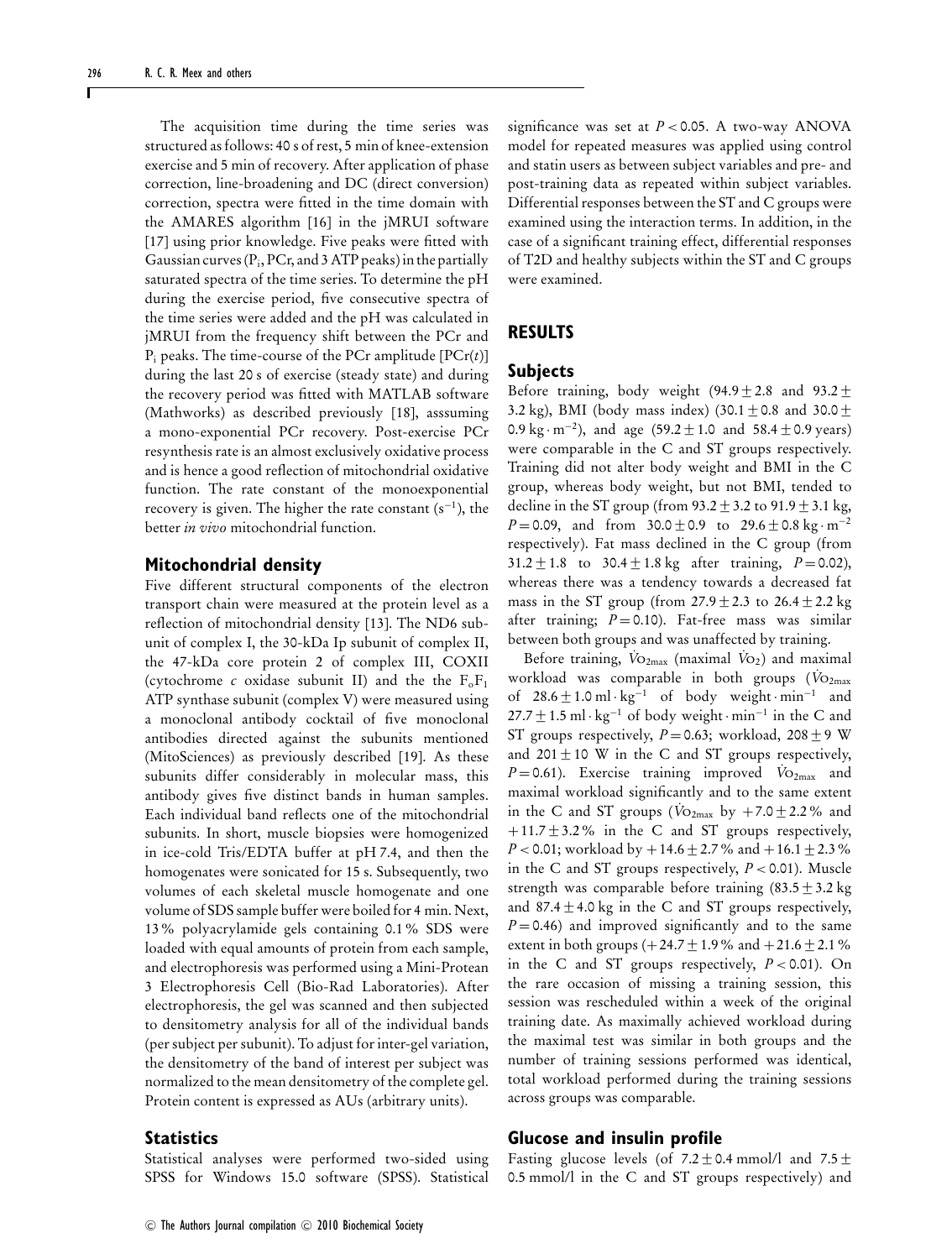The acquisition time during the time series was structured as follows: 40 s of rest, 5 min of knee-extension exercise and 5 min of recovery. After application of phase correction, line-broadening and DC (direct conversion) correction, spectra were fitted in the time domain with the AMARES algorithm [16] in the jMRUI software [17] using prior knowledge. Five peaks were fitted with Gaussian curves ($P_i$, PCr, and 3 ATP peaks) in the partially saturated spectra of the time series. To determine the pH during the exercise period, five consecutive spectra of the time series were added and the pH was calculated in jMRUI from the frequency shift between the PCr and $P_i$ peaks. The time-course of the PCr amplitude [PCr(*t*)] during the last 20 s of exercise (steady state) and during the recovery period was fitted with MATLAB software (Mathworks) as described previously [18], asssuming a mono-exponential PCr recovery. Post-exercise PCr resynthesis rate is an almost exclusively oxidative process and is hence a good reflection of mitochondrial oxidative function. The rate constant of the monoexponential recovery is given. The higher the rate constant ($s^{-1}$), the better *in vivo* mitochondrial function.

## Mitochondrial density

Five different structural components of the electron transport chain were measured at the protein level as a reflection of mitochondrial density [13]. The ND6 subunit of complex I, the 30-kDa Ip subunit of complex II, the 47-kDa core protein 2 of complex III, COXII (cytochrome *c* oxidase subunit II) and the the $F_oF_1$ ATP synthase subunit (complex V) were measured using a monoclonal antibody cocktail of five monoclonal antibodies directed against the subunits mentioned (MitoSciences) as previously described [19]. As these subunits differ considerably in molecular mass, this antibody gives five distinct bands in human samples. Each individual band reflects one of the mitochondrial subunits. In short, muscle biopsies were homogenized in ice-cold Tris/EDTA buffer at pH 7.4, and then the homogenates were sonicated for 15 s. Subsequently, two volumes of each skeletal muscle homogenate and one volume of SDS sample buffer were boiled for 4 min. Next, 13 % polyacrylamide gels containing 0.1 % SDS were loaded with equal amounts of protein from each sample, and electrophoresis was performed using a Mini-Protean 3 Electrophoresis Cell (Bio-Rad Laboratories). After electrophoresis, the gel was scanned and then subjected to densitometry analysis for all of the individual bands (per subject per subunit). To adjust for inter-gel variation, the densitometry of the band of interest per subject was normalized to the mean densitometry of the complete gel. Protein content is expressed as AUs (arbitrary units).

## Statistics

Statistical analyses were performed two-sided using SPSS for Windows 15.0 software (SPSS). Statistical significance was set at $P < 0.05$. A two-way ANOVA model for repeated measures was applied using control and statin users as between subject variables and pre- and post-training data as repeated within subject variables. Differential responses between the ST and C groups were examined using the interaction terms. In addition, in the case of a significant training effect, differential responses of T2D and healthy subjects within the ST and C groups were examined.

# RESULTS

## Subjects

Before training, body weight (94.9 ± 2.8 and 93.2 ± 3.2 kg), BMI (body mass index) (30.1 ± 0.8 and 30.0 ± 0.9 kg · $m^{-2}$), and age (59.2 ± 1.0 and 58.4 ± 0.9 years) were comparable in the C and ST groups respectively. Training did not alter body weight and BMI in the C group, whereas body weight, but not BMI, tended to decline in the ST group (from 93.2 ± 3.2 to 91.9 ± 3.1 kg, $P = 0.09$, and from 30.0 ± 0.9 to 29.6 ± 0.8 kg · $m^{-2}$ respectively). Fat mass declined in the C group (from 31.2 ± 1.8 to 30.4 ± 1.8 kg after training, $P = 0.02$), whereas there was a tendency towards a decreased fat mass in the ST group (from 27.9 ± 2.3 to 26.4 ± 2.2 kg after training; $P = 0.10$). Fat-free mass was similar between both groups and was unaffected by training.

Before training, $\dot{V}O_{2max}$ (maximal $\dot{V}O_2$) and maximal workload was comparable in both groups ($\dot{V}O_{2max}$ of 28.6 ± 1.0 ml · $kg^{-1}$ of body weight · $min^{-1}$ and 27.7 ± 1.5 ml · $kg^{-1}$ of body weight · $min^{-1}$ in the C and ST groups respectively, $P = 0.63$; workload, 208 ± 9 W and 201 ± 10 W in the C and ST groups respectively, $P = 0.61$). Exercise training improved $\dot{V}O_{2max}$ and maximal workload significantly and to the same extent in the C and ST groups ($\dot{V}O_{2max}$ by +7.0 ± 2.2 % and +11.7 ± 3.2 % in the C and ST groups respectively, $P < 0.01$; workload by +14.6 ± 2.7 % and +16.1 ± 2.3 % in the C and ST groups respectively, $P < 0.01$). Muscle strength was comparable before training (83.5 ± 3.2 kg and 87.4 ± 4.0 kg in the C and ST groups respectively, $P = 0.46$) and improved significantly and to the same extent in both groups (+24.7 ± 1.9 % and +21.6 ± 2.1 % in the C and ST groups respectively, $P < 0.01$). On the rare occasion of missing a training session, this session was rescheduled within a week of the original training date. As maximally achieved workload during the maximal test was similar in both groups and the number of training sessions performed was identical, total workload performed during the training sessions across groups was comparable.

## Glucose and insulin profile

Fasting glucose levels (of 7.2 ± 0.4 mmol/l and 7.5 ± 0.5 mmol/l in the C and ST groups respectively) and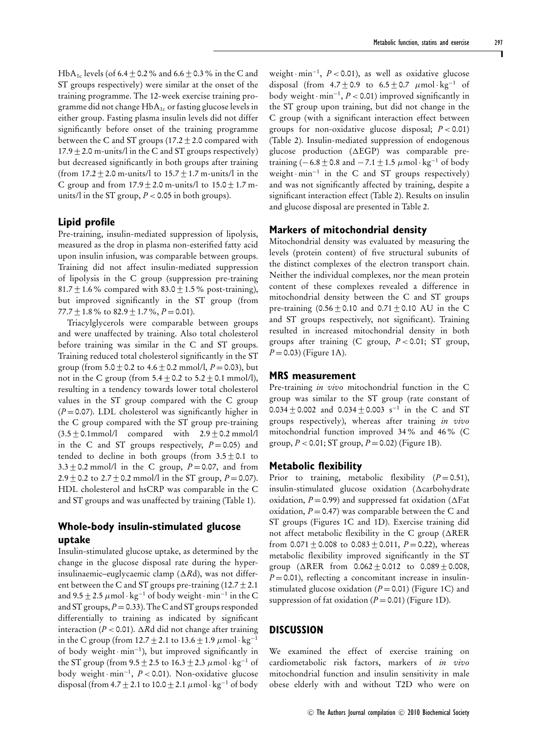$HbA_{1c}$ levels (of 6.4 ± 0.2 % and 6.6 ± 0.3 % in the C and ST groups respectively) were similar at the onset of the training programme. The 12-week exercise training programme did not change $HbA_{1c}$ or fasting glucose levels in either group. Fasting plasma insulin levels did not differ significantly before onset of the training programme between the C and ST groups (17.2 ± 2.0 compared with 17.9 ± 2.0 m-units/l in the C and ST groups respectively) but decreased significantly in both groups after training (from 17.2 ± 2.0 m-units/l to 15.7 ± 1.7 m-units/l in the C group and from 17.9 ± 2.0 m-units/l to 15.0 ± 1.7 m-units/l in the ST group, $P < 0.05$ in both groups).

## Lipid profile

Pre-training, insulin-mediated suppression of lipolysis, measured as the drop in plasma non-esterified fatty acid upon insulin infusion, was comparable between groups. Training did not affect insulin-mediated suppression of lipolysis in the C group (suppression pre-training 81.7 ± 1.6 % compared with 83.0 ± 1.5 % post-training), but improved significantly in the ST group (from 77.7 ± 1.8 % to 82.9 ± 1.7 %, $P = 0.01$).

Triacylglycerols were comparable between groups and were unaffected by training. Also total cholesterol before training was similar in the C and ST groups. Training reduced total cholesterol significantly in the ST group (from 5.0 ± 0.2 to 4.6 ± 0.2 mmol/l, $P = 0.03$), but not in the C group (from 5.4 ± 0.2 to 5.2 ± 0.1 mmol/l), resulting in a tendency towards lower total cholesterol values in the ST group compared with the C group ($P = 0.07$). LDL cholesterol was significantly higher in the C group compared with the ST group pre-training (3.5 ± 0.1mmol/l compared with 2.9 ± 0.2 mmol/l in the C and ST groups respectively, $P = 0.05$) and tended to decline in both groups (from 3.5 ± 0.1 to 3.3 ± 0.2 mmol/l in the C group, $P = 0.07$, and from 2.9 ± 0.2 to 2.7 ± 0.2 mmol/l in the ST group, $P = 0.07$). HDL cholesterol and hsCRP was comparable in the C and ST groups and was unaffected by training (Table 1).

## Whole-body insulin-stimulated glucose uptake

Insulin-stimulated glucose uptake, as determined by the change in the glucose disposal rate during the hyperinsulinaemic–euglycaemic clamp (Δ*R*d), was not different between the C and ST groups pre-training (12.7 ± 2.1 and 9.5 ± 2.5 $\mu$mol · kg$^{-1}$ of body weight · min$^{-1}$ in the C and ST groups, $P = 0.33$). The C and ST groups responded differentially to training as indicated by significant interaction ($P < 0.01$). Δ*R*d did not change after training in the C group (from 12.7 ± 2.1 to 13.6 ± 1.9 $\mu$mol · kg$^{-1}$ of body weight · min$^{-1}$), but improved significantly in the ST group (from 9.5 ± 2.5 to 16.3 ± 2.3 $\mu$mol · kg$^{-1}$ of body weight · min$^{-1}$, $P < 0.01$). Non-oxidative glucose disposal (from 4.7 ± 2.1 to 10.0 ± 2.1 $\mu$mol · kg$^{-1}$ of body weight · min$^{-1}$, $P < 0.01$), as well as oxidative glucose disposal (from 4.7 ± 0.9 to 6.5 ± 0.7 $\mu$mol · kg$^{-1}$ of body weight · min$^{-1}$, $P < 0.01$) improved significantly in the ST group upon training, but did not change in the C group (with a significant interaction effect between groups for non-oxidative glucose disposal; $P < 0.01$) (Table 2). Insulin-mediated suppression of endogenous glucose production (ΔEGP) was comparable pre-training (− 6.8 ± 0.8 and − 7.1 ± 1.5 $\mu$mol · kg$^{-1}$ of body weight · min$^{-1}$ in the C and ST groups respectively) and was not significantly affected by training, despite a significant interaction effect (Table 2). Results on insulin and glucose disposal are presented in Table 2.

## Markers of mitochondrial density

Mitochondrial density was evaluated by measuring the levels (protein content) of five structural subunits of the distinct complexes of the electron transport chain. Neither the individual complexes, nor the mean protein content of these complexes revealed a difference in mitochondrial density between the C and ST groups pre-training (0.56 ± 0.10 and 0.71 ± 0.10 AU in the C and ST groups respectively, not significant). Training resulted in increased mitochondrial density in both groups after training (C group, $P < 0.01$; ST group, $P = 0.03$) (Figure 1A).

## MRS measurement

Pre-training *in vivo* mitochondrial function in the C group was similar to the ST group (rate constant of 0.034 ± 0.002 and 0.034 ± 0.003 s$^{-1}$ in the C and ST groups respectively), whereas after training *in vivo* mitochondrial function improved 34 % and 46 % (C group, $P < 0.01$; ST group, $P = 0.02$) (Figure 1B).

## Metabolic flexibility

Prior to training, metabolic flexibility ($P = 0.51$), insulin-stimulated glucose oxidation (Δcarbohydrate oxidation, $P = 0.99$) and suppressed fat oxidation (ΔFat oxidation, $P = 0.47$) was comparable between the C and ST groups (Figures 1C and 1D). Exercise training did not affect metabolic flexibility in the C group (ΔRER from 0.071 ± 0.008 to 0.083 ± 0.011, $P = 0.22$), whereas metabolic flexibility improved significantly in the ST group (ΔRER from 0.062 ± 0.012 to 0.089 ± 0.008, $P = 0.01$), reflecting a concomitant increase in insulin-stimulated glucose oxidation ($P = 0.01$) (Figure 1C) and suppression of fat oxidation ($P = 0.01$) (Figure 1D).

# DISCUSSION

We examined the effect of exercise training on cardiometabolic risk factors, markers of *in vivo* mitochondrial function and insulin sensitivity in male obese elderly with and without T2D who were on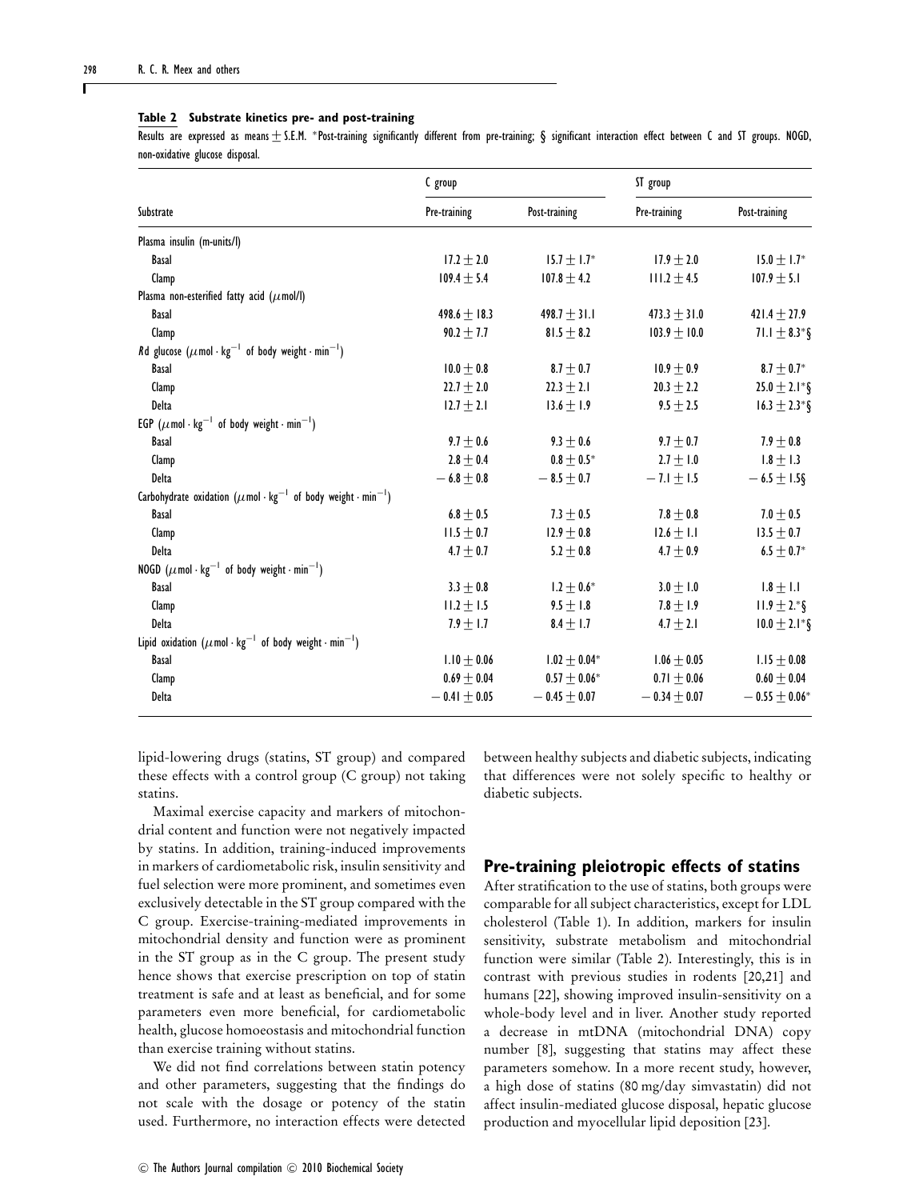**Table 2 Substrate kinetics pre- and post-training**

Results are expressed as means ± S.E.M. *Post-training significantly different from pre-training; § significant interaction effect between C and ST groups. NOGD, non-oxidative glucose disposal.

| Substrate | C group | | ST group | |
|---|---|---|---|---|
| | Pre-training | Post-training | Pre-training | Post-training |
| Plasma insulin (m-units/l) | | | | |
| Basal | 17.2 ± 2.0 | 15.7 ± 1.7* | 17.9 ± 2.0 | 15.0 ± 1.7* |
| Clamp | 109.4 ± 5.4 | 107.8 ± 4.2 | 111.2 ± 4.5 | 107.9 ± 5.1 |
| Plasma non-esterified fatty acid ($\mu$mol/l) | | | | |
| Basal | 498.6 ± 18.3 | 498.7 ± 31.1 | 473.3 ± 31.0 | 421.4 ± 27.9 |
| Clamp | 90.2 ± 7.7 | 81.5 ± 8.2 | 103.9 ± 10.0 | 71.1 ± 8.3*§ |
| *R*d glucose ($\mu mol \cdot kg^{-1}$ of body weight $\cdot min^{-1}$) | | | | |
| Basal | 10.0 ± 0.8 | 8.7 ± 0.7 | 10.9 ± 0.9 | 8.7 ± 0.7* |
| Clamp | 22.7 ± 2.0 | 22.3 ± 2.1 | 20.3 ± 2.2 | 25.0 ± 2.1*§ |
| Delta | 12.7 ± 2.1 | 13.6 ± 1.9 | 9.5 ± 2.5 | 16.3 ± 2.3*§ |
| EGP ($\mu mol \cdot kg^{-1}$ of body weight $\cdot min^{-1}$) | | | | |
| Basal | 9.7 ± 0.6 | 9.3 ± 0.6 | 9.7 ± 0.7 | 7.9 ± 0.8 |
| Clamp | 2.8 ± 0.4 | 0.8 ± 0.5* | 2.7 ± 1.0 | 1.8 ± 1.3 |
| Delta | − 6.8 ± 0.8 | − 8.5 ± 0.7 | − 7.1 ± 1.5 | − 6.5 ± 1.5§ |
| Carbohydrate oxidation ($\mu mol \cdot kg^{-1}$ of body weight $\cdot min^{-1}$) | | | | |
| Basal | 6.8 ± 0.5 | 7.3 ± 0.5 | 7.8 ± 0.8 | 7.0 ± 0.5 |
| Clamp | 11.5 ± 0.7 | 12.9 ± 0.8 | 12.6 ± 1.1 | 13.5 ± 0.7 |
| Delta | 4.7 ± 0.7 | 5.2 ± 0.8 | 4.7 ± 0.9 | 6.5 ± 0.7* |
| NOGD ($\mu mol \cdot kg^{-1}$ of body weight $\cdot min^{-1}$) | | | | |
| Basal | 3.3 ± 0.8 | 1.2 ± 0.6* | 3.0 ± 1.0 | 1.8 ± 1.1 |
| Clamp | 11.2 ± 1.5 | 9.5 ± 1.8 | 7.8 ± 1.9 | 11.9 ± 2.*§ |
| Delta | 7.9 ± 1.7 | 8.4 ± 1.7 | 4.7 ± 2.1 | 10.0 ± 2.1*§ |
| Lipid oxidation ($\mu mol \cdot kg^{-1}$ of body weight $\cdot min^{-1}$) | | | | |
| Basal | 1.10 ± 0.06 | 1.02 ± 0.04* | 1.06 ± 0.05 | 1.15 ± 0.08 |
| Clamp | 0.69 ± 0.04 | 0.57 ± 0.06* | 0.71 ± 0.06 | 0.60 ± 0.04 |
| Delta | − 0.41 ± 0.05 | − 0.45 ± 0.07 | − 0.34 ± 0.07 | − 0.55 ± 0.06* |

lipid-lowering drugs (statins, ST group) and compared these effects with a control group (C group) not taking statins.

Maximal exercise capacity and markers of mitochondrial content and function were not negatively impacted by statins. In addition, training-induced improvements in markers of cardiometabolic risk, insulin sensitivity and fuel selection were more prominent, and sometimes even exclusively detectable in the ST group compared with the C group. Exercise-training-mediated improvements in mitochondrial density and function were as prominent in the ST group as in the C group. The present study hence shows that exercise prescription on top of statin treatment is safe and at least as beneficial, and for some parameters even more beneficial, for cardiometabolic health, glucose homoeostasis and mitochondrial function than exercise training without statins.

We did not find correlations between statin potency and other parameters, suggesting that the findings do not scale with the dosage or potency of the statin used. Furthermore, no interaction effects were detected between healthy subjects and diabetic subjects, indicating that differences were not solely specific to healthy or diabetic subjects.

## Pre-training pleiotropic effects of statins

After stratification to the use of statins, both groups were comparable for all subject characteristics, except for LDL cholesterol (Table 1). In addition, markers for insulin sensitivity, substrate metabolism and mitochondrial function were similar (Table 2). Interestingly, this is in contrast with previous studies in rodents [20,21] and humans [22], showing improved insulin-sensitivity on a whole-body level and in liver. Another study reported a decrease in mtDNA (mitochondrial DNA) copy number [8], suggesting that statins may affect these parameters somehow. In a more recent study, however, a high dose of statins (80 mg/day simvastatin) did not affect insulin-mediated glucose disposal, hepatic glucose production and myocellular lipid deposition [23].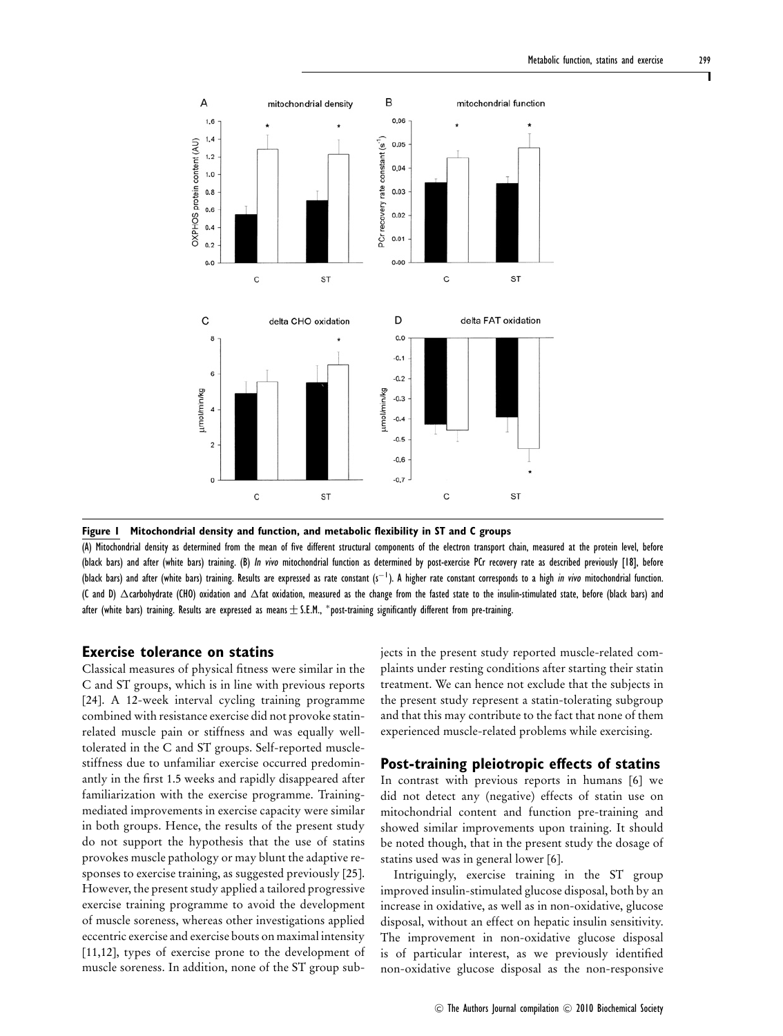**Figure 1 Mitochondrial density and function, and metabolic flexibility in ST and C groups**

(A) Mitochondrial density as determined from the mean of five different structural components of the electron transport chain, measured at the protein level, before (black bars) and after (white bars) training. (B) *In vivo* mitochondrial function as determined by post-exercise PCr recovery rate as described previously [18], before (black bars) and after (white bars) training. Results are expressed as rate constant ($s^{-1}$). A higher rate constant corresponds to a high *in vivo* mitochondrial function. (C and D) $\Delta$carbohydrate (CHO) oxidation and $\Delta$fat oxidation, measured as the change from the fasted state to the insulin-stimulated state, before (black bars) and after (white bars) training. Results are expressed as means $\pm$ S.E.M., *post-training significantly different from pre-training.

## Exercise tolerance on statins

Classical measures of physical fitness were similar in the C and ST groups, which is in line with previous reports [24]. A 12-week interval cycling training programme combined with resistance exercise did not provoke statin-related muscle pain or stiffness and was equally well-tolerated in the C and ST groups. Self-reported muscle-stiffness due to unfamiliar exercise occurred predominantly in the first 1.5 weeks and rapidly disappeared after familiarization with the exercise programme. Training-mediated improvements in exercise capacity were similar in both groups. Hence, the results of the present study do not support the hypothesis that the use of statins provokes muscle pathology or may blunt the adaptive responses to exercise training, as suggested previously [25]. However, the present study applied a tailored progressive exercise training programme to avoid the development of muscle soreness, whereas other investigations applied eccentric exercise and exercise bouts on maximal intensity [11,12], types of exercise prone to the development of muscle soreness. In addition, none of the ST group subjects in the present study reported muscle-related complaints under resting conditions after starting their statin treatment. We can hence not exclude that the subjects in the present study represent a statin-tolerating subgroup and that this may contribute to the fact that none of them experienced muscle-related problems while exercising.

## Post-training pleiotropic effects of statins

In contrast with previous reports in humans [6] we did not detect any (negative) effects of statin use on mitochondrial content and function pre-training and showed similar improvements upon training. It should be noted though, that in the present study the dosage of statins used was in general lower [6].

Intriguingly, exercise training in the ST group improved insulin-stimulated glucose disposal, both by an increase in oxidative, as well as in non-oxidative, glucose disposal, without an effect on hepatic insulin sensitivity. The improvement in non-oxidative glucose disposal is of particular interest, as we previously identified non-oxidative glucose disposal as the non-responsive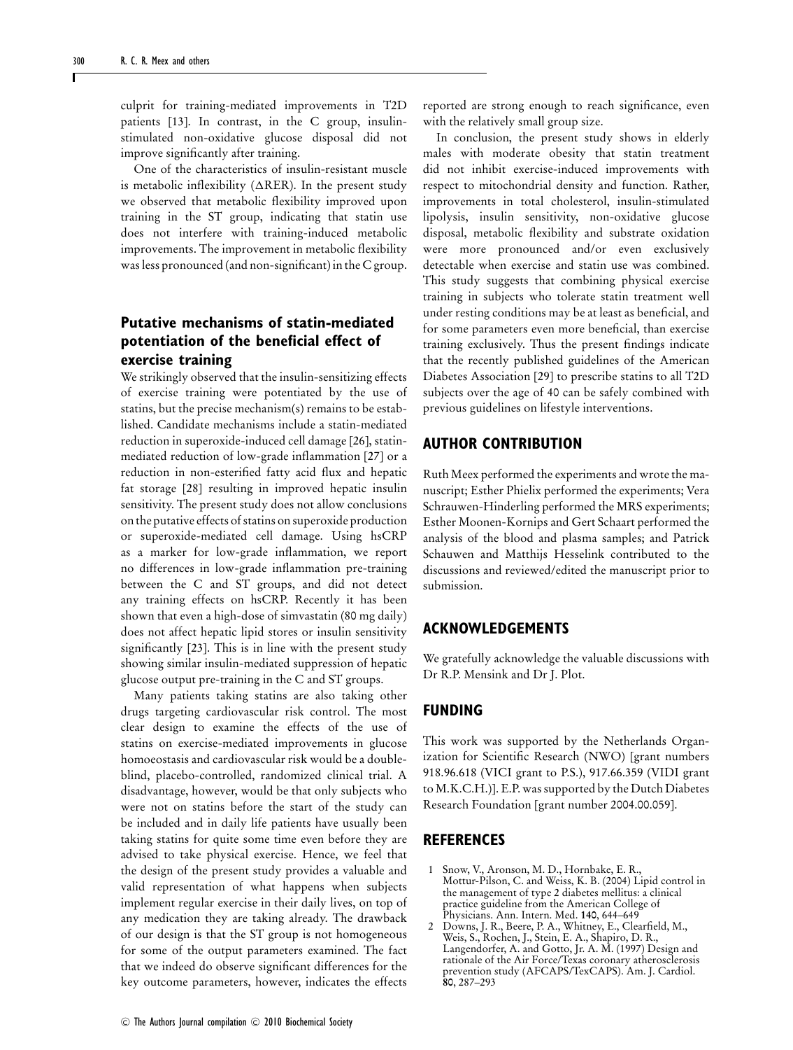culprit for training-mediated improvements in T2D patients [13]. In contrast, in the C group, insulin-stimulated non-oxidative glucose disposal did not improve significantly after training.

One of the characteristics of insulin-resistant muscle is metabolic inflexibility (ΔRER). In the present study we observed that metabolic flexibility improved upon training in the ST group, indicating that statin use does not interfere with training-induced metabolic improvements. The improvement in metabolic flexibility was less pronounced (and non-significant) in the C group.

## Putative mechanisms of statin-mediated potentiation of the beneficial effect of exercise training

We strikingly observed that the insulin-sensitizing effects of exercise training were potentiated by the use of statins, but the precise mechanism(s) remains to be established. Candidate mechanisms include a statin-mediated reduction in superoxide-induced cell damage [26], statin-mediated reduction of low-grade inflammation [27] or a reduction in non-esterified fatty acid flux and hepatic fat storage [28] resulting in improved hepatic insulin sensitivity. The present study does not allow conclusions on the putative effects of statins on superoxide production or superoxide-mediated cell damage. Using hsCRP as a marker for low-grade inflammation, we report no differences in low-grade inflammation pre-training between the C and ST groups, and did not detect any training effects on hsCRP. Recently it has been shown that even a high-dose of simvastatin (80 mg daily) does not affect hepatic lipid stores or insulin sensitivity significantly [23]. This is in line with the present study showing similar insulin-mediated suppression of hepatic glucose output pre-training in the C and ST groups.

Many patients taking statins are also taking other drugs targeting cardiovascular risk control. The most clear design to examine the effects of the use of statins on exercise-mediated improvements in glucose homoeostasis and cardiovascular risk would be a double-blind, placebo-controlled, randomized clinical trial. A disadvantage, however, would be that only subjects who were not on statins before the start of the study can be included and in daily life patients have usually been taking statins for quite some time even before they are advised to take physical exercise. Hence, we feel that the design of the present study provides a valuable and valid representation of what happens when subjects implement regular exercise in their daily lives, on top of any medication they are taking already. The drawback of our design is that the ST group is not homogeneous for some of the output parameters examined. The fact that we indeed do observe significant differences for the key outcome parameters, however, indicates the effects reported are strong enough to reach significance, even with the relatively small group size.

In conclusion, the present study shows in elderly males with moderate obesity that statin treatment did not inhibit exercise-induced improvements with respect to mitochondrial density and function. Rather, improvements in total cholesterol, insulin-stimulated lipolysis, insulin sensitivity, non-oxidative glucose disposal, metabolic flexibility and substrate oxidation were more pronounced and/or even exclusively detectable when exercise and statin use was combined. This study suggests that combining physical exercise training in subjects who tolerate statin treatment well under resting conditions may be at least as beneficial, and for some parameters even more beneficial, than exercise training exclusively. Thus the present findings indicate that the recently published guidelines of the American Diabetes Association [29] to prescribe statins to all T2D subjects over the age of 40 can be safely combined with previous guidelines on lifestyle interventions.

## AUTHOR CONTRIBUTION

Ruth Meex performed the experiments and wrote the manuscript; Esther Phielix performed the experiments; Vera Schrauwen-Hinderling performed the MRS experiments; Esther Moonen-Kornips and Gert Schaart performed the analysis of the blood and plasma samples; and Patrick Schrauwen and Matthijs Hesselink contributed to the discussions and reviewed/edited the manuscript prior to submission.

## ACKNOWLEDGEMENTS

We gratefully acknowledge the valuable discussions with Dr R.P. Mensink and Dr J. Plot.

## FUNDING

This work was supported by the Netherlands Organization for Scientific Research (NWO) [grant numbers 918.96.618 (VICI grant to P.S.), 917.66.359 (VIDI grant to M.K.C.H.)]. E.P. was supported by the Dutch Diabetes Research Foundation [grant number 2004.00.059].

## REFERENCES

1 Snow, V., Aronson, M. D., Hornbake, E. R., Mottur-Pilson, C. and Weiss, K. B. (2004) Lipid control in the management of type 2 diabetes mellitus: a clinical practice guideline from the American College of Physicians. Ann. Intern. Med. **140**, 644–649

2 Downs, J. R., Beere, P. A., Whitney, E., Clearfield, M., Weis, S., Rochen, J., Stein, E. A., Shapiro, D. R., Langendorfer, A. and Gotto, Jr. A. M. (1997) Design and rationale of the Air Force/Texas coronary atherosclerosis prevention study (AFCAPS/TexCAPS). Am. J. Cardiol. **80**, 287–293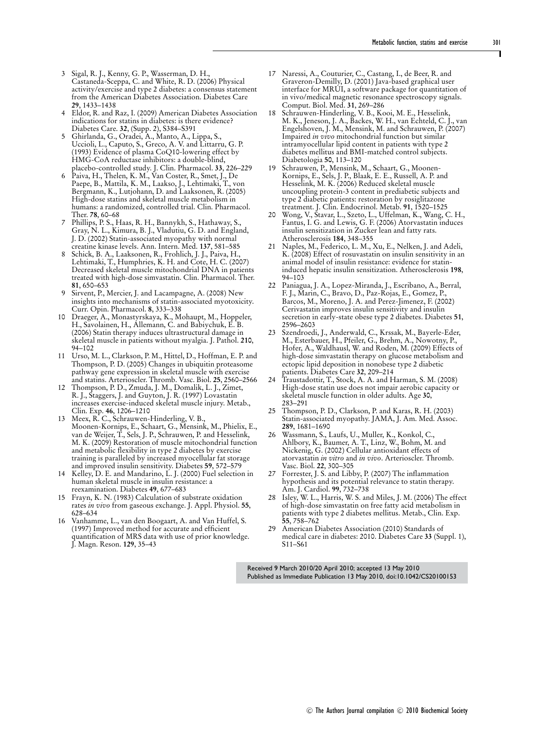3 Sigal, R. J., Kenny, G. P., Wasserman, D. H., Castaneda-Sceppa, C. and White, R. D. (2006) Physical activity/exercise and type 2 diabetes: a consensus statement from the American Diabetes Association. Diabetes Care **29**, 1433–1438

4 Eldor, R. and Raz, I. (2009) American Diabetes Association indications for statins in diabetes: is there evidence? Diabetes Care. **32**, (Supp. 2), S384–S391

5 Ghirlanda, G., Oradei, A., Manto, A., Lippa, S., Uccioli, L., Caputo, S., Greco, A. V. and Littarru, G. P. (1993) Evidence of plasma CoQ10-lowering effect by HMG-CoA reductase inhibitors: a double-blind, placebo-controlled study. J. Clin. Pharmacol. **33**, 226–229

6 Paiva, H., Thelen, K. M., Van Coster, R., Smet, J., De Paepe, B., Mattila, K. M., Laakso, J., Lehtimaki, T., von Bergmann, K., Lutjohann, D. and Laaksonen, R. (2005) High-dose statins and skeletal muscle metabolism in humans: a randomized, controlled trial. Clin. Pharmacol. Ther. **78**, 60–68

7 Phillips, P. S., Haas, R. H., Bannykh, S., Hathaway, S., Gray, N. L., Kimura, B. J., Vladutiu, G. D. and England, J. D. (2002) Statin-associated myopathy with normal creatine kinase levels. Ann. Intern. Med. **137**, 581–585

8 Schick, B. A., Laaksonen, R., Frohlich, J. J., Paiva, H., Lehtimaki, T., Humphries, K. H. and Cote, H. C. (2007) Decreased skeletal muscle mitochondrial DNA in patients treated with high-dose simvastatin. Clin. Pharmacol. Ther. **81**, 650–653

9 Sirvent, P., Mercier, J. and Lacampagne, A. (2008) New insights into mechanisms of statin-associated myotoxicity. Curr. Opin. Pharmacol. **8**, 333–338

10 Draeger, A., Monastyrskaya, K., Mohaupt, M., Hoppeler, H., Savolainen, H., Allemann, C. and Babiychuk, E. B. (2006) Statin therapy induces ultrastructural damage in skeletal muscle in patients without myalgia. J. Pathol. **210**, 94–102

11 Urso, M. L., Clarkson, P. M., Hittel, D., Hoffman, E. P. and Thompson, P. D. (2005) Changes in ubiquitin proteasome pathway gene expression in skeletal muscle with exercise and statins. Arterioscler. Thromb. Vasc. Biol. **25**, 2560–2566

12 Thompson, P. D., Zmuda, J. M., Domalik, L. J., Zimet, R. J., Staggers, J. and Guyton, J. R. (1997) Lovastatin increases exercise-induced skeletal muscle injury. Metab., Clin. Exp. **46**, 1206–1210

13 Meex, R. C., Schrauwen-Hinderling, V. B., Moonen-Kornips, E., Schaart, G., Mensink, M., Phielix, E., van de Weijer, T., Sels, J. P., Schrauwen, P. and Hesselink, M. K. (2009) Restoration of muscle mitochondrial function and metabolic flexibility in type 2 diabetes by exercise training is paralleled by increased myocellular fat storage and improved insulin sensitivity. Diabetes **59**, 572–579

14 Kelley, D. E. and Mandarino, L. J. (2000) Fuel selection in human skeletal muscle in insulin resistance: a reexamination. Diabetes **49**, 677–683

15 Frayn, K. N. (1983) Calculation of substrate oxidation rates *in vivo* from gaseous exchange. J. Appl. Physiol. **55**, 628–634

16 Vanhamme, L., van den Boogaart, A. and Van Huffel, S. (1997) Improved method for accurate and efficient quantification of MRS data with use of prior knowledge. J. Magn. Reson. **129**, 35–43

17 Naressi, A., Couturier, C., Castang, I., de Beer, R. and Graveron-Demilly, D. (2001) Java-based graphical user interface for MRUI, a software package for quantitation of in vivo/medical magnetic resonance spectroscopy signals. Comput. Biol. Med. **31**, 269–286

18 Schrauwen-Hinderling, V. B., Kooi, M. E., Hesselink, M. K., Jeneson, J. A., Backes, W. H., van Echteld, C. J., van Engelshoven, J. M., Mensink, M. and Schrauwen, P. (2007) Impaired *in vivo* mitochondrial function but similar intramyocellular lipid content in patients with type 2 diabetes mellitus and BMI-matched control subjects. Diabetologia **50**, 113–120

19 Schrauwen, P., Mensink, M., Schaart, G., Moonen-Kornips, E., Sels, J. P., Blaak, E. E., Russell, A. P. and Hesselink, M. K. (2006) Reduced skeletal muscle uncoupling protein-3 content in prediabetic subjects and type 2 diabetic patients: restoration by rosiglitazone treatment. J. Clin. Endocrinol. Metab. **91**, 1520–1525

20 Wong, V., Stavar, L., Szeto, L., Uffelman, K., Wang, C. H., Fantus, I. G. and Lewis, G. F. (2006) Atorvastatin induces insulin sensitization in Zucker lean and fatty rats. Atherosclerosis **184**, 348–355

21 Naples, M., Federico, L. M., Xu, E., Nelken, J. and Adeli, K. (2008) Effect of rosuvastatin on insulin sensitivity in an animal model of insulin resistance: evidence for statin-induced hepatic insulin sensitization. Atherosclerosis **198**, 94–103

22 Paniagua, J. A., Lopez-Miranda, J., Escribano, A., Berral, F. J., Marin, C., Bravo, D., Paz-Rojas, E., Gomez, P., Barcos, M., Moreno, J. A. and Perez-Jimenez, F. (2002) Cerivastatin improves insulin sensitivity and insulin secretion in early-state obese type 2 diabetes. Diabetes **51**, 2596–2603

23 Szendroedi, J., Anderwald, C., Krssak, M., Bayerle-Eder, M., Esterbauer, H., Pfeiler, G., Brehm, A., Nowotny, P., Hofer, A., Waldhausl, W. and Roden, M. (2009) Effects of high-dose simvastatin therapy on glucose metabolism and ectopic lipid deposition in nonobese type 2 diabetic patients. Diabetes Care **32**, 209–214

24 Traustadottir, T., Stock, A. A. and Harman, S. M. (2008) High-dose statin use does not impair aerobic capacity or skeletal muscle function in older adults. Age **30**, 283–291

25 Thompson, P. D., Clarkson, P. and Karas, R. H. (2003) Statin-associated myopathy. JAMA, J. Am. Med. Assoc. **289**, 1681–1690

26 Wassmann, S., Laufs, U., Muller, K., Konkol, C., Ahlbory, K., Baumer, A. T., Linz, W., Bohm, M. and Nickenig, G. (2002) Cellular antioxidant effects of atorvastatin *in vitro* and *in vivo*. Arterioscler. Thromb. Vasc. Biol. **22**, 300–305

27 Forrester, J. S. and Libby, P. (2007) The inflammation hypothesis and its potential relevance to statin therapy. Am. J. Cardiol. **99**, 732–738

28 Isley, W. L., Harris, W. S. and Miles, J. M. (2006) The effect of high-dose simvastatin on free fatty acid metabolism in patients with type 2 diabetes mellitus. Metab., Clin. Exp. **55**, 758–762

29 American Diabetes Association (2010) Standards of medical care in diabetes: 2010. Diabetes Care **33** (Suppl. 1), S11–S61

Received 9 March 2010/20 April 2010; accepted 13 May 2010
Published as Immediate Publication 13 May 2010, doi:10.1042/CS20100153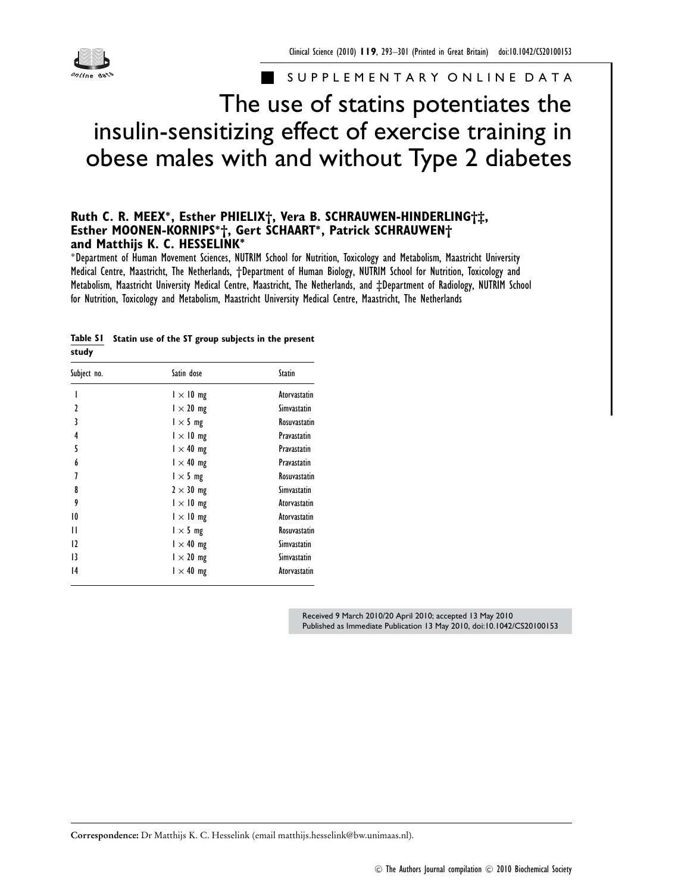SUPPLEMENTARY ONLINE DATA

# The use of statins potentiates the insulin-sensitizing effect of exercise training in obese males with and without Type 2 diabetes

**Ruth C. R. MEEX\*, Esther PHIELIX†, Vera B. SCHRAUWEN-HINDERLING†‡, Esther MOONEN-KORNIPS\*†, Gert SCHAART\*, Patrick SCHRAUWEN† and Matthijs K. C. HESSELINK\***

\*Department of Human Movement Sciences, NUTRIM School for Nutrition, Toxicology and Metabolism, Maastricht University Medical Centre, Maastricht, The Netherlands, †Department of Human Biology, NUTRIM School for Nutrition, Toxicology and Metabolism, Maastricht University Medical Centre, Maastricht, The Netherlands, and ‡Department of Radiology, NUTRIM School for Nutrition, Toxicology and Metabolism, Maastricht University Medical Centre, Maastricht, The Netherlands

**Table S1 Statin use of the ST group subjects in the present study**

| Subject no. | Satin dose | Statin |
|---|---|---|
| 1 | $1 \times 10$ mg | Atorvastatin |
| 2 | $1 \times 20$ mg | Simvastatin |
| 3 | $1 \times 5$ mg | Rosuvastatin |
| 4 | $1 \times 10$ mg | Pravastatin |
| 5 | $1 \times 40$ mg | Pravastatin |
| 6 | $1 \times 40$ mg | Pravastatin |
| 7 | $1 \times 5$ mg | Rosuvastatin |
| 8 | $2 \times 30$ mg | Simvastatin |
| 9 | $1 \times 10$ mg | Atorvastatin |
| 10 | $1 \times 10$ mg | Atorvastatin |
| 11 | $1 \times 5$ mg | Rosuvastatin |
| 12 | $1 \times 40$ mg | Simvastatin |
| 13 | $1 \times 20$ mg | Simvastatin |
| 14 | $1 \times 40$ mg | Atorvastatin |

Received 9 March 2010/20 April 2010; accepted 13 May 2010
Published as Immediate Publication 13 May 2010, doi:10.1042/CS20100153

**Correspondence:** Dr Matthijs K. C. Hesselink (email matthijs.hesselink@bw.unimaas.nl).